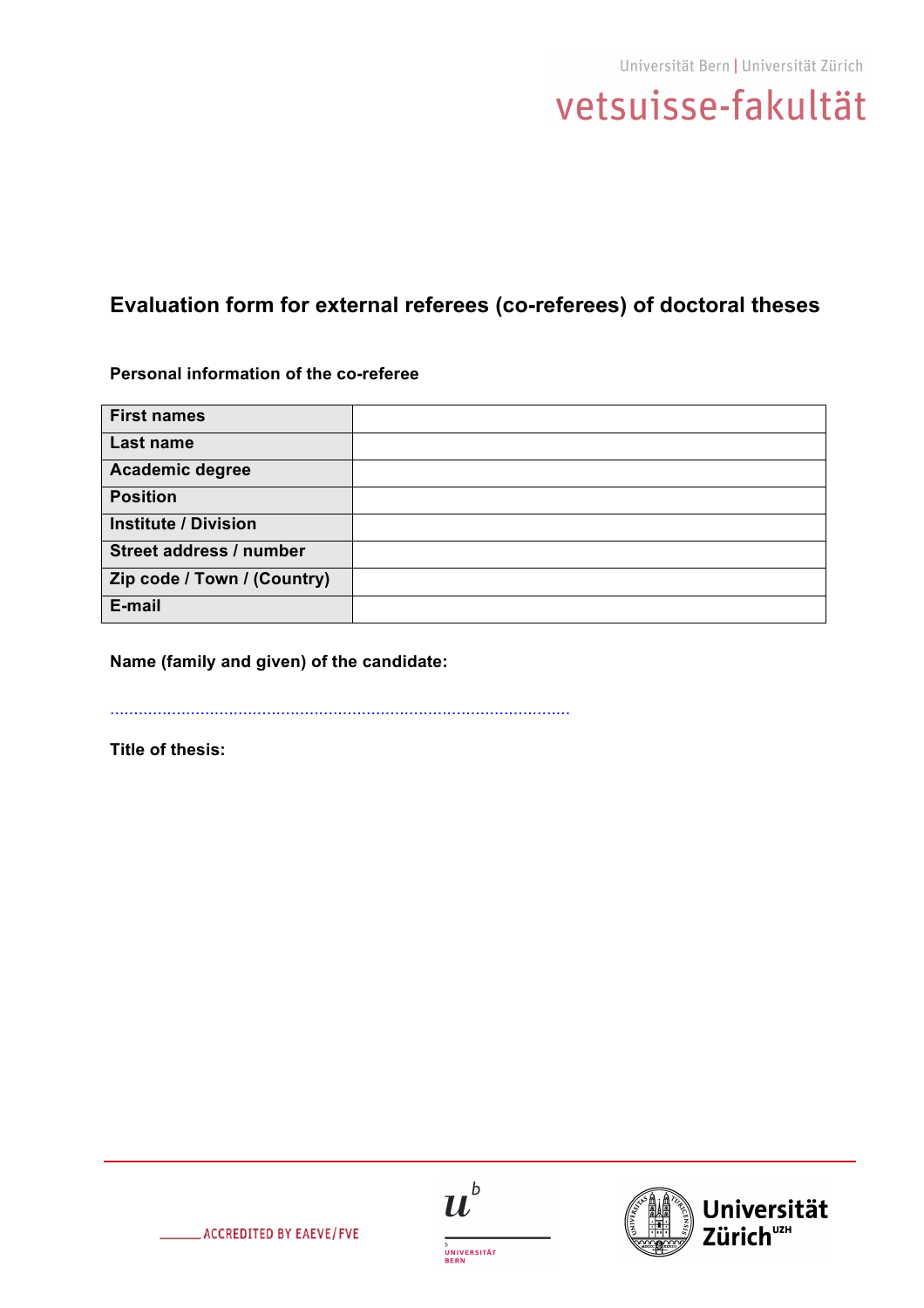Universität Bern | Universität Zürich

vetsuisse-fakultät

# Evaluation form for external referees (co-referees) of doctoral theses

**Personal information of the co-referee**

| | |
|---|---|
| **First names** | |
| **Last name** | |
| **Academic degree** | |
| **Position** | |
| **Institute / Division** | |
| **Street address / number** | |
| **Zip code / Town / (Country)** | |
| **E-mail** | |

**Name (family and given) of the candidate:**

..............................................................................................

**Title of thesis:**

ACCREDITED BY EAEVE/FVE

Universität Bern

Universität Zürich UZH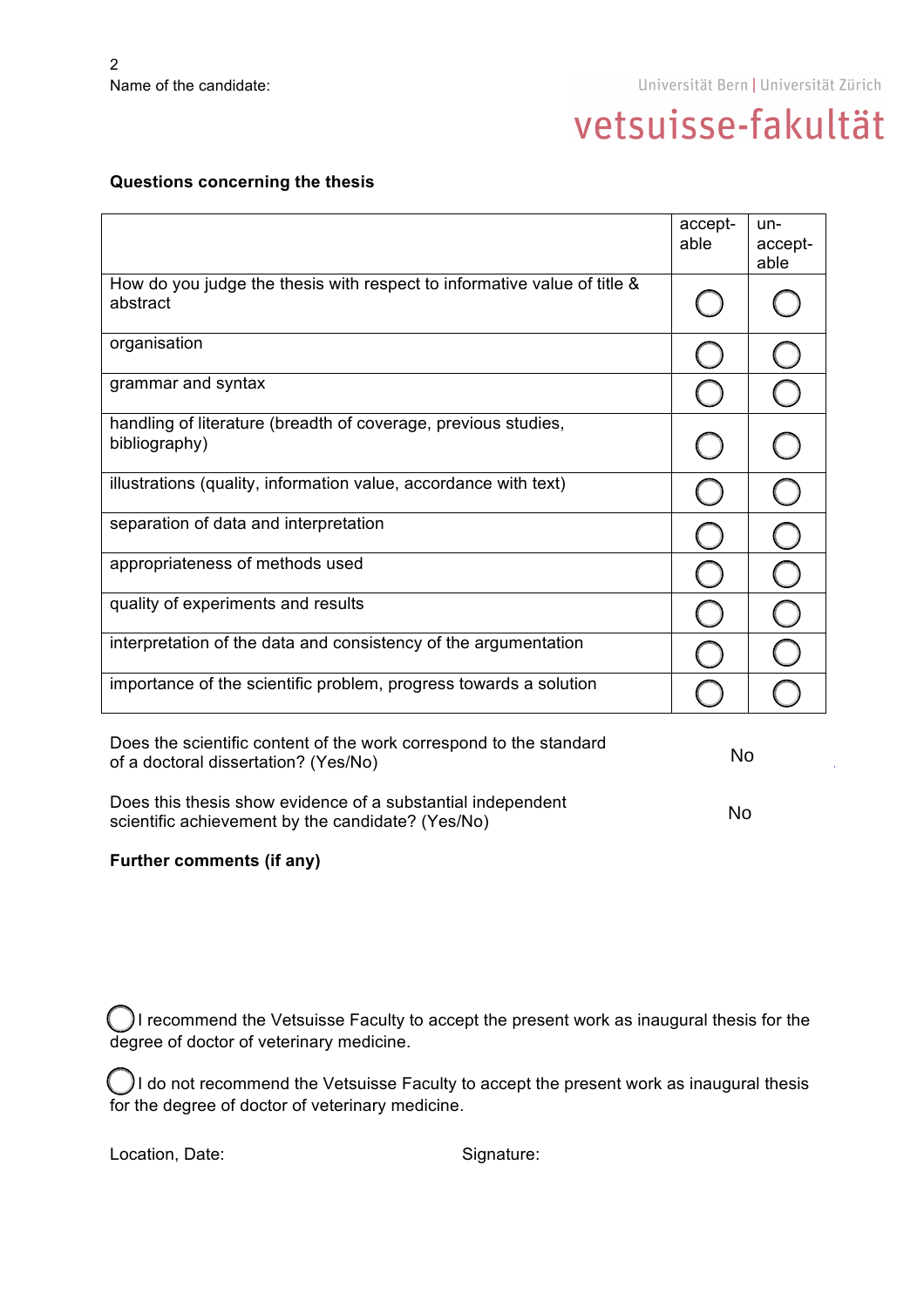Name of the candidate:

Universität Bern | Universität Zürich

vetsuisse-fakultät

**Questions concerning the thesis**

| | acceptable | unacceptable |
|---|---|---|
| How do you judge the thesis with respect to informative value of title & abstract | ◯ | ◯ |
| organisation | ◯ | ◯ |
| grammar and syntax | ◯ | ◯ |
| handling of literature (breadth of coverage, previous studies, bibliography) | ◯ | ◯ |
| illustrations (quality, information value, accordance with text) | ◯ | ◯ |
| separation of data and interpretation | ◯ | ◯ |
| appropriateness of methods used | ◯ | ◯ |
| quality of experiments and results | ◯ | ◯ |
| interpretation of the data and consistency of the argumentation | ◯ | ◯ |
| importance of the scientific problem, progress towards a solution | ◯ | ◯ |

Does the scientific content of the work correspond to the standard of a doctoral dissertation? (Yes/No) No

Does this thesis show evidence of a substantial independent scientific achievement by the candidate? (Yes/No) No

**Further comments (if any)**

◯ I recommend the Vetsuisse Faculty to accept the present work as inaugural thesis for the degree of doctor of veterinary medicine.

◯ I do not recommend the Vetsuisse Faculty to accept the present work as inaugural thesis for the degree of doctor of veterinary medicine.

Location, Date: Signature: